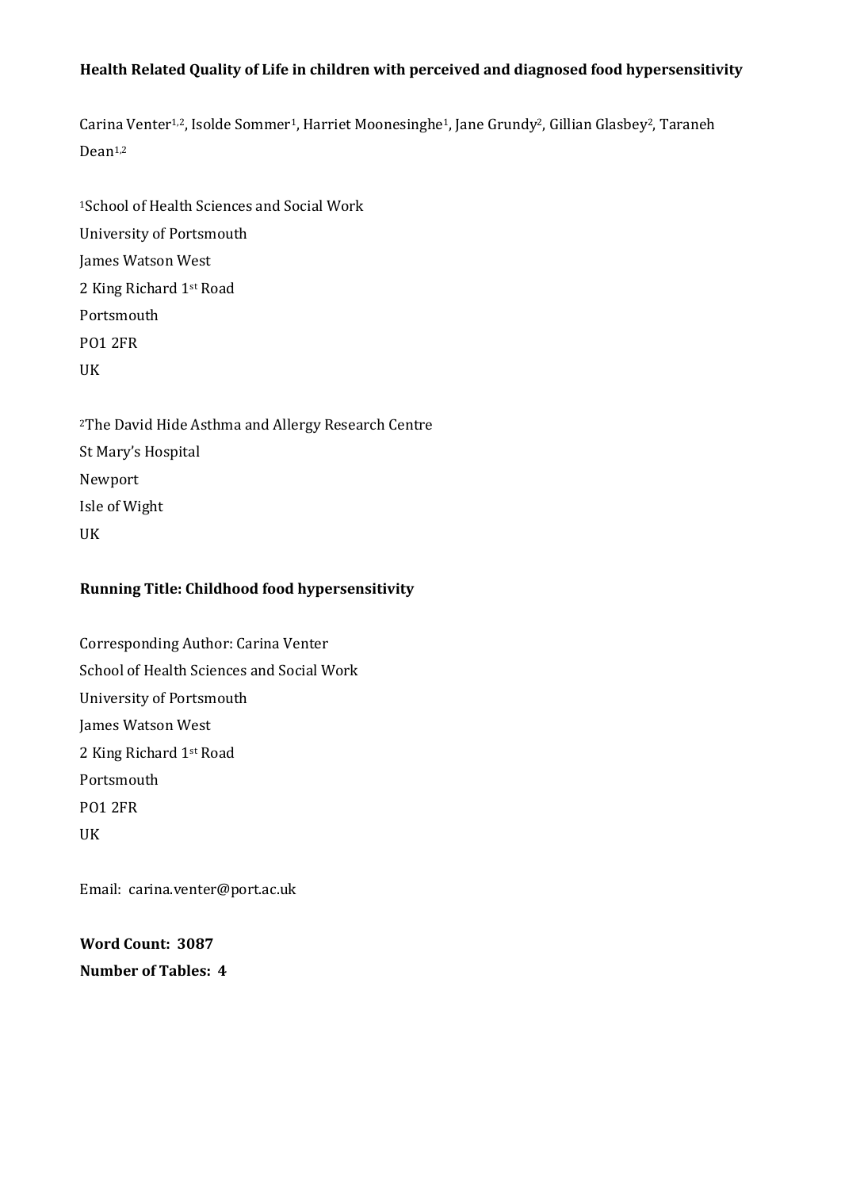**Health Related Quality of Life in children with perceived and diagnosed food hypersensitivity**

Carina Venter[1,2], Isolde Sommer[1], Harriet Moonesinghe[1], Jane Grundy[2], Gillian Glasbey[2], Taraneh Dean[1,2]

[1]School of Health Sciences and Social Work
University of Portsmouth
James Watson West
2 King Richard 1st Road
Portsmouth
PO1 2FR
UK

[2]The David Hide Asthma and Allergy Research Centre
St Mary's Hospital
Newport
Isle of Wight
UK

**Running Title: Childhood food hypersensitivity**

Corresponding Author: Carina Venter
School of Health Sciences and Social Work
University of Portsmouth
James Watson West
2 King Richard 1st Road
Portsmouth
PO1 2FR
UK

Email: carina.venter@port.ac.uk

**Word Count: 3087**
**Number of Tables: 4**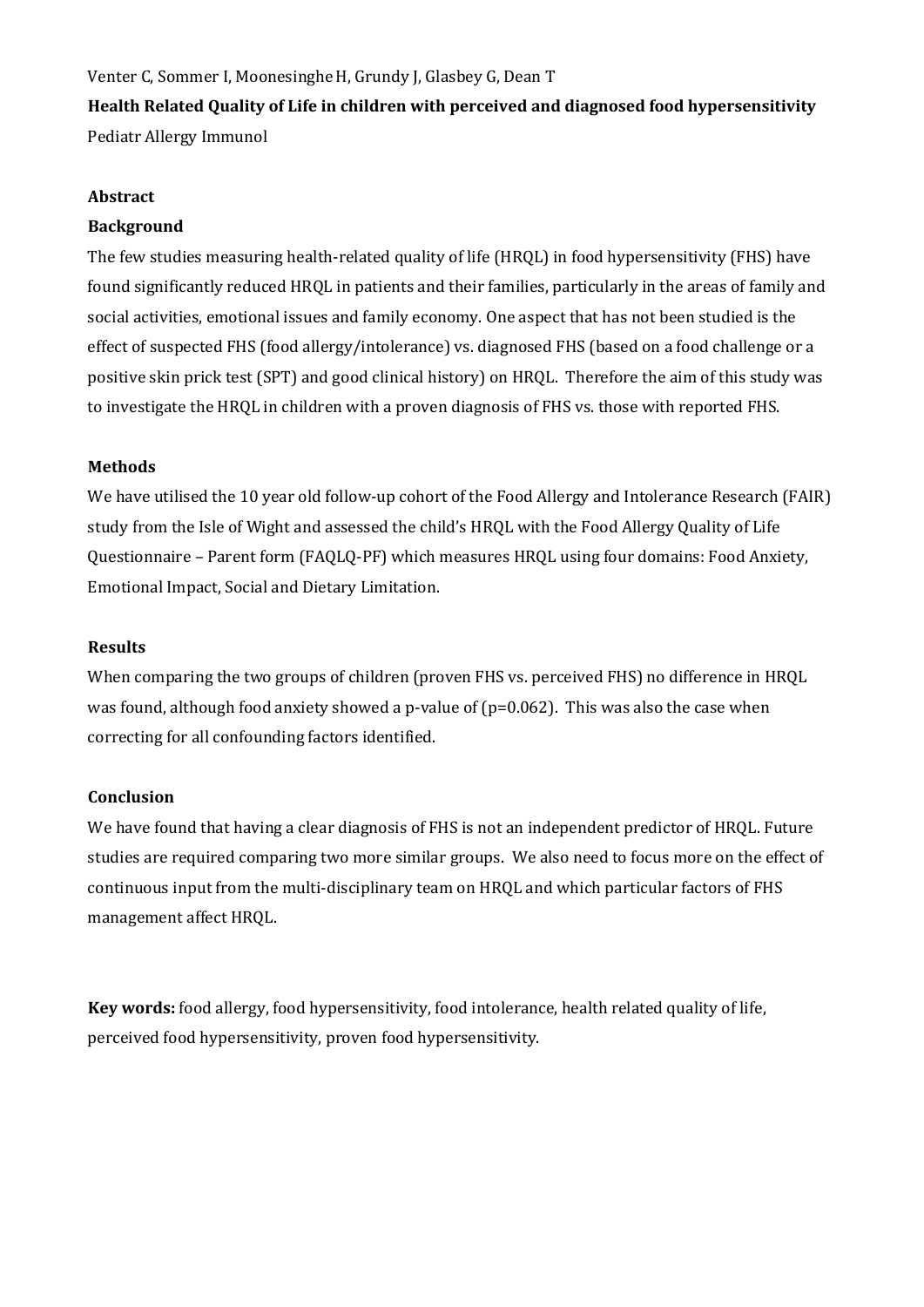Venter C, Sommer I, Moonesinghe H, Grundy J, Glasbey G, Dean T

**Health Related Quality of Life in children with perceived and diagnosed food hypersensitivity**

Pediatr Allergy Immunol

**Abstract**

**Background**

The few studies measuring health-related quality of life (HRQL) in food hypersensitivity (FHS) have found significantly reduced HRQL in patients and their families, particularly in the areas of family and social activities, emotional issues and family economy. One aspect that has not been studied is the effect of suspected FHS (food allergy/intolerance) vs. diagnosed FHS (based on a food challenge or a positive skin prick test (SPT) and good clinical history) on HRQL. Therefore the aim of this study was to investigate the HRQL in children with a proven diagnosis of FHS vs. those with reported FHS.

**Methods**

We have utilised the 10 year old follow-up cohort of the Food Allergy and Intolerance Research (FAIR) study from the Isle of Wight and assessed the child's HRQL with the Food Allergy Quality of Life Questionnaire – Parent form (FAQLQ-PF) which measures HRQL using four domains: Food Anxiety, Emotional Impact, Social and Dietary Limitation.

**Results**

When comparing the two groups of children (proven FHS vs. perceived FHS) no difference in HRQL was found, although food anxiety showed a p-value of ($p=0.062$). This was also the case when correcting for all confounding factors identified.

**Conclusion**

We have found that having a clear diagnosis of FHS is not an independent predictor of HRQL. Future studies are required comparing two more similar groups. We also need to focus more on the effect of continuous input from the multi-disciplinary team on HRQL and which particular factors of FHS management affect HRQL.

**Key words:** food allergy, food hypersensitivity, food intolerance, health related quality of life, perceived food hypersensitivity, proven food hypersensitivity.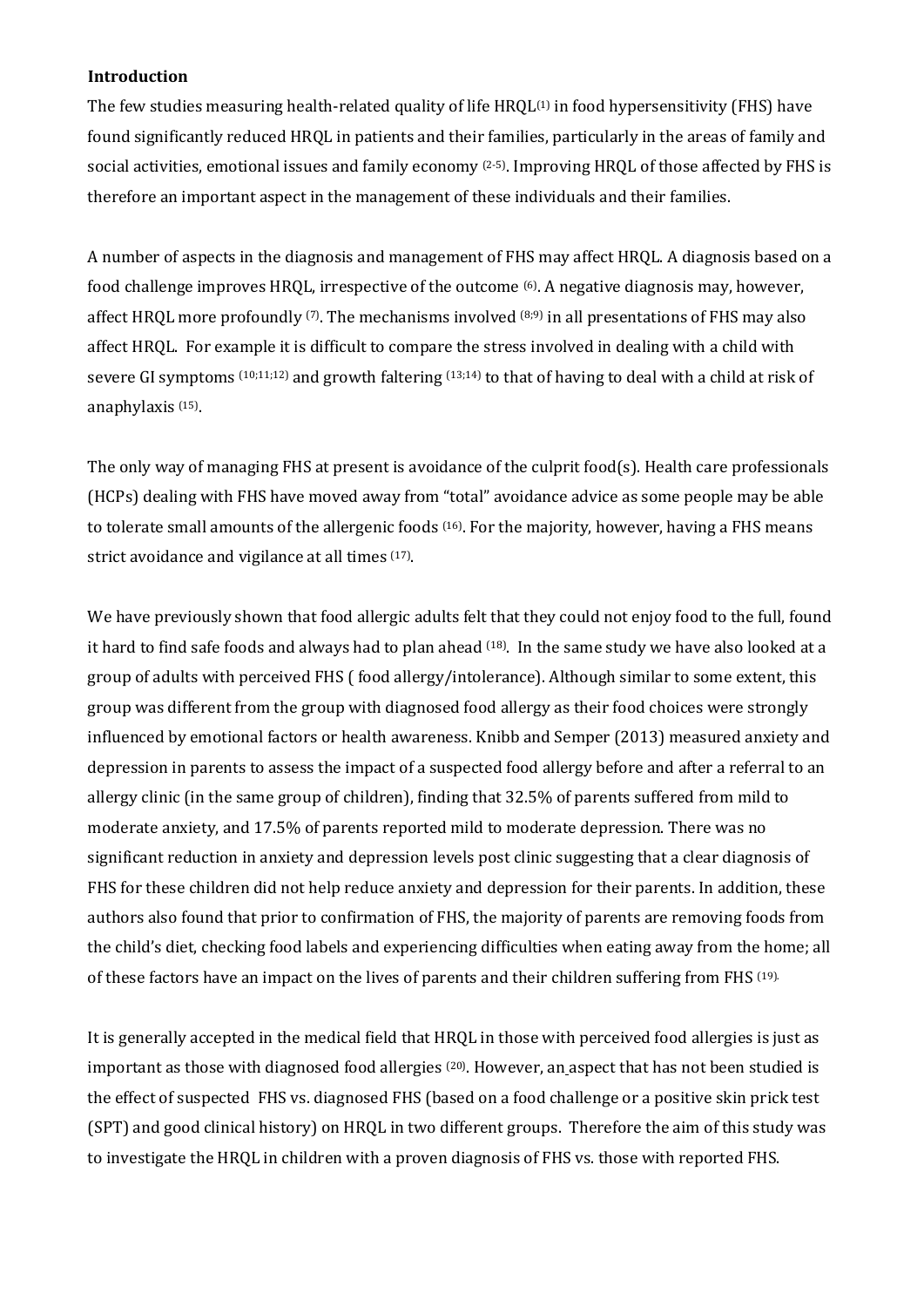**Introduction**

The few studies measuring health-related quality of life HRQL[1] in food hypersensitivity (FHS) have found significantly reduced HRQL in patients and their families, particularly in the areas of family and social activities, emotional issues and family economy [2-5]. Improving HRQL of those affected by FHS is therefore an important aspect in the management of these individuals and their families.

A number of aspects in the diagnosis and management of FHS may affect HRQL. A diagnosis based on a food challenge improves HRQL, irrespective of the outcome [6]. A negative diagnosis may, however, affect HRQL more profoundly [7]. The mechanisms involved [8;9] in all presentations of FHS may also affect HRQL. For example it is difficult to compare the stress involved in dealing with a child with severe GI symptoms [10;11;12] and growth faltering [13;14] to that of having to deal with a child at risk of anaphylaxis [15].

The only way of managing FHS at present is avoidance of the culprit food(s). Health care professionals (HCPs) dealing with FHS have moved away from "total" avoidance advice as some people may be able to tolerate small amounts of the allergenic foods [16]. For the majority, however, having a FHS means strict avoidance and vigilance at all times [17].

We have previously shown that food allergic adults felt that they could not enjoy food to the full, found it hard to find safe foods and always had to plan ahead [18]. In the same study we have also looked at a group of adults with perceived FHS ( food allergy/intolerance). Although similar to some extent, this group was different from the group with diagnosed food allergy as their food choices were strongly influenced by emotional factors or health awareness. Knibb and Semper (2013) measured anxiety and depression in parents to assess the impact of a suspected food allergy before and after a referral to an allergy clinic (in the same group of children), finding that 32.5% of parents suffered from mild to moderate anxiety, and 17.5% of parents reported mild to moderate depression. There was no significant reduction in anxiety and depression levels post clinic suggesting that a clear diagnosis of FHS for these children did not help reduce anxiety and depression for their parents. In addition, these authors also found that prior to confirmation of FHS, the majority of parents are removing foods from the child's diet, checking food labels and experiencing difficulties when eating away from the home; all of these factors have an impact on the lives of parents and their children suffering from FHS [19].

It is generally accepted in the medical field that HRQL in those with perceived food allergies is just as important as those with diagnosed food allergies [20]. However, an aspect that has not been studied is the effect of suspected FHS vs. diagnosed FHS (based on a food challenge or a positive skin prick test (SPT) and good clinical history) on HRQL in two different groups. Therefore the aim of this study was to investigate the HRQL in children with a proven diagnosis of FHS vs. those with reported FHS.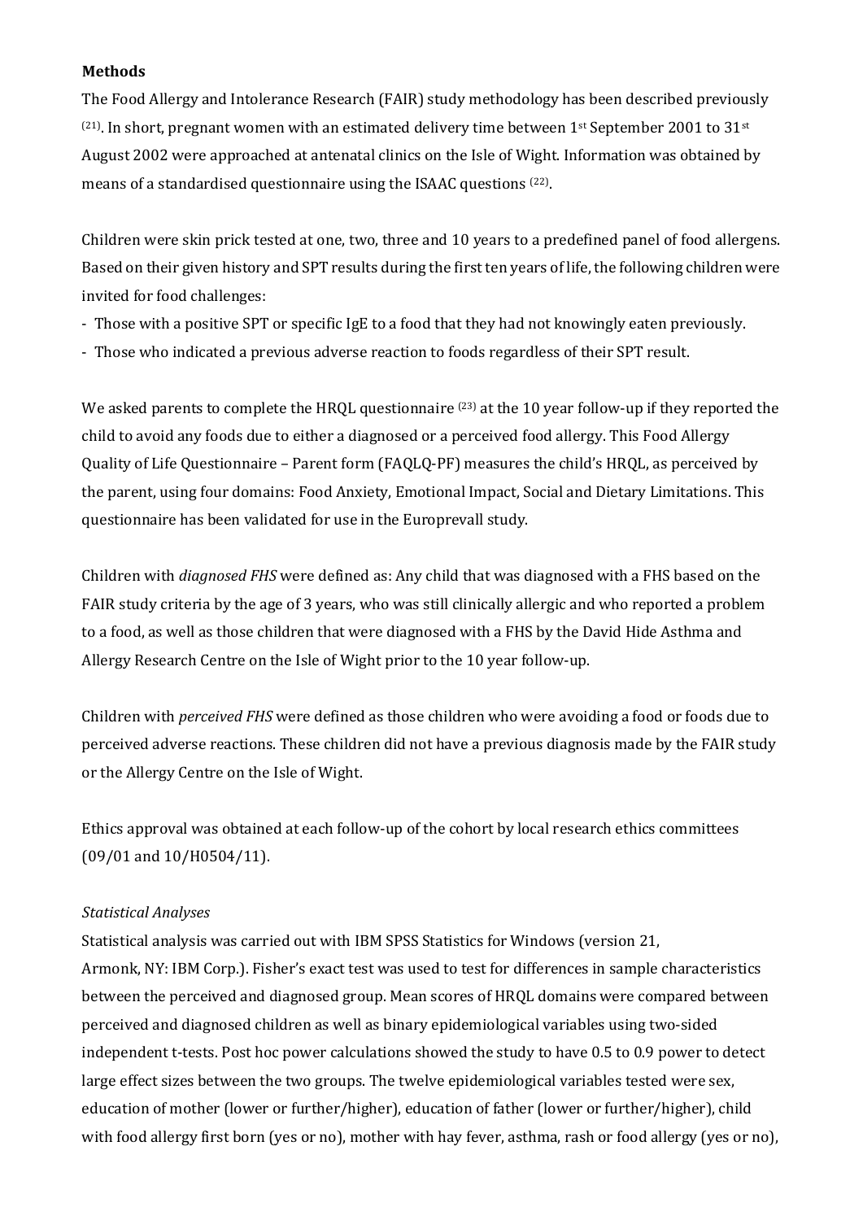**Methods**

The Food Allergy and Intolerance Research (FAIR) study methodology has been described previously [21]. In short, pregnant women with an estimated delivery time between 1st September 2001 to 31st August 2002 were approached at antenatal clinics on the Isle of Wight. Information was obtained by means of a standardised questionnaire using the ISAAC questions [22].

Children were skin prick tested at one, two, three and 10 years to a predefined panel of food allergens. Based on their given history and SPT results during the first ten years of life, the following children were invited for food challenges:

- Those with a positive SPT or specific IgE to a food that they had not knowingly eaten previously.
- Those who indicated a previous adverse reaction to foods regardless of their SPT result.

We asked parents to complete the HRQL questionnaire [23] at the 10 year follow-up if they reported the child to avoid any foods due to either a diagnosed or a perceived food allergy. This Food Allergy Quality of Life Questionnaire – Parent form (FAQLQ-PF) measures the child's HRQL, as perceived by the parent, using four domains: Food Anxiety, Emotional Impact, Social and Dietary Limitations. This questionnaire has been validated for use in the Europrevall study.

Children with *diagnosed FHS* were defined as: Any child that was diagnosed with a FHS based on the FAIR study criteria by the age of 3 years, who was still clinically allergic and who reported a problem to a food, as well as those children that were diagnosed with a FHS by the David Hide Asthma and Allergy Research Centre on the Isle of Wight prior to the 10 year follow-up.

Children with *perceived FHS* were defined as those children who were avoiding a food or foods due to perceived adverse reactions. These children did not have a previous diagnosis made by the FAIR study or the Allergy Centre on the Isle of Wight.

Ethics approval was obtained at each follow-up of the cohort by local research ethics committees (09/01 and 10/H0504/11).

*Statistical Analyses*

Statistical analysis was carried out with IBM SPSS Statistics for Windows (version 21, Armonk, NY: IBM Corp.). Fisher's exact test was used to test for differences in sample characteristics between the perceived and diagnosed group. Mean scores of HRQL domains were compared between perceived and diagnosed children as well as binary epidemiological variables using two-sided independent t-tests. Post hoc power calculations showed the study to have 0.5 to 0.9 power to detect large effect sizes between the two groups. The twelve epidemiological variables tested were sex, education of mother (lower or further/higher), education of father (lower or further/higher), child with food allergy first born (yes or no), mother with hay fever, asthma, rash or food allergy (yes or no),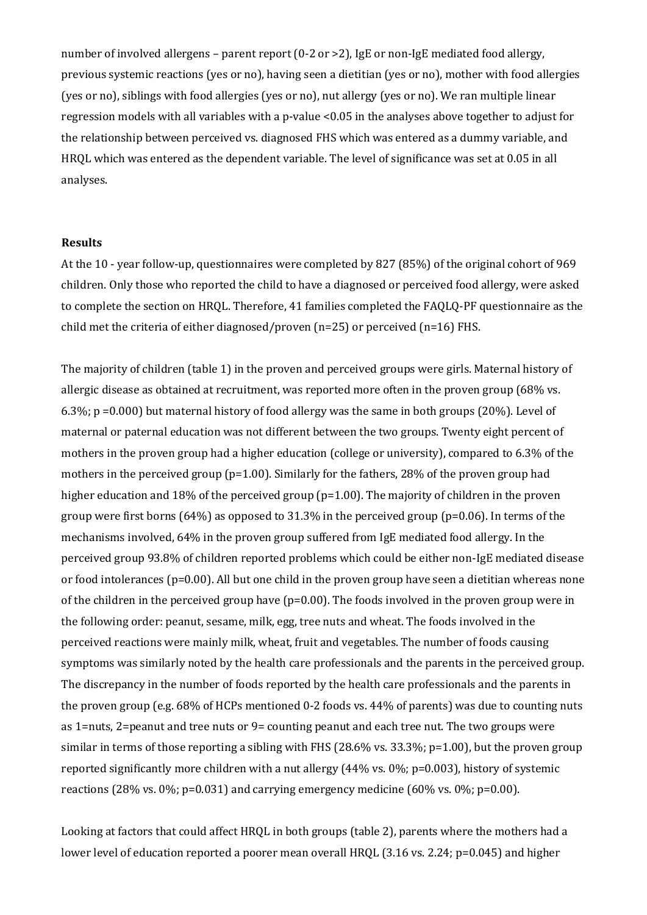number of involved allergens – parent report (0-2 or >2), IgE or non-IgE mediated food allergy, previous systemic reactions (yes or no), having seen a dietitian (yes or no), mother with food allergies (yes or no), siblings with food allergies (yes or no), nut allergy (yes or no). We ran multiple linear regression models with all variables with a p-value <0.05 in the analyses above together to adjust for the relationship between perceived vs. diagnosed FHS which was entered as a dummy variable, and HRQL which was entered as the dependent variable. The level of significance was set at 0.05 in all analyses.

**Results**

At the 10 - year follow-up, questionnaires were completed by 827 (85%) of the original cohort of 969 children. Only those who reported the child to have a diagnosed or perceived food allergy, were asked to complete the section on HRQL. Therefore, 41 families completed the FAQLQ-PF questionnaire as the child met the criteria of either diagnosed/proven (n=25) or perceived (n=16) FHS.

The majority of children (table 1) in the proven and perceived groups were girls. Maternal history of allergic disease as obtained at recruitment, was reported more often in the proven group (68% vs. 6.3%; p =0.000) but maternal history of food allergy was the same in both groups (20%). Level of maternal or paternal education was not different between the two groups. Twenty eight percent of mothers in the proven group had a higher education (college or university), compared to 6.3% of the mothers in the perceived group (p=1.00). Similarly for the fathers, 28% of the proven group had higher education and 18% of the perceived group (p=1.00). The majority of children in the proven group were first borns (64%) as opposed to 31.3% in the perceived group (p=0.06). In terms of the mechanisms involved, 64% in the proven group suffered from IgE mediated food allergy. In the perceived group 93.8% of children reported problems which could be either non-IgE mediated disease or food intolerances (p=0.00). All but one child in the proven group have seen a dietitian whereas none of the children in the perceived group have (p=0.00). The foods involved in the proven group were in the following order: peanut, sesame, milk, egg, tree nuts and wheat. The foods involved in the perceived reactions were mainly milk, wheat, fruit and vegetables. The number of foods causing symptoms was similarly noted by the health care professionals and the parents in the perceived group. The discrepancy in the number of foods reported by the health care professionals and the parents in the proven group (e.g. 68% of HCPs mentioned 0-2 foods vs. 44% of parents) was due to counting nuts as 1=nuts, 2=peanut and tree nuts or 9= counting peanut and each tree nut. The two groups were similar in terms of those reporting a sibling with FHS (28.6% vs. 33.3%; p=1.00), but the proven group reported significantly more children with a nut allergy (44% vs. 0%; p=0.003), history of systemic reactions (28% vs. 0%; p=0.031) and carrying emergency medicine (60% vs. 0%; p=0.00).

Looking at factors that could affect HRQL in both groups (table 2), parents where the mothers had a lower level of education reported a poorer mean overall HRQL (3.16 vs. 2.24; p=0.045) and higher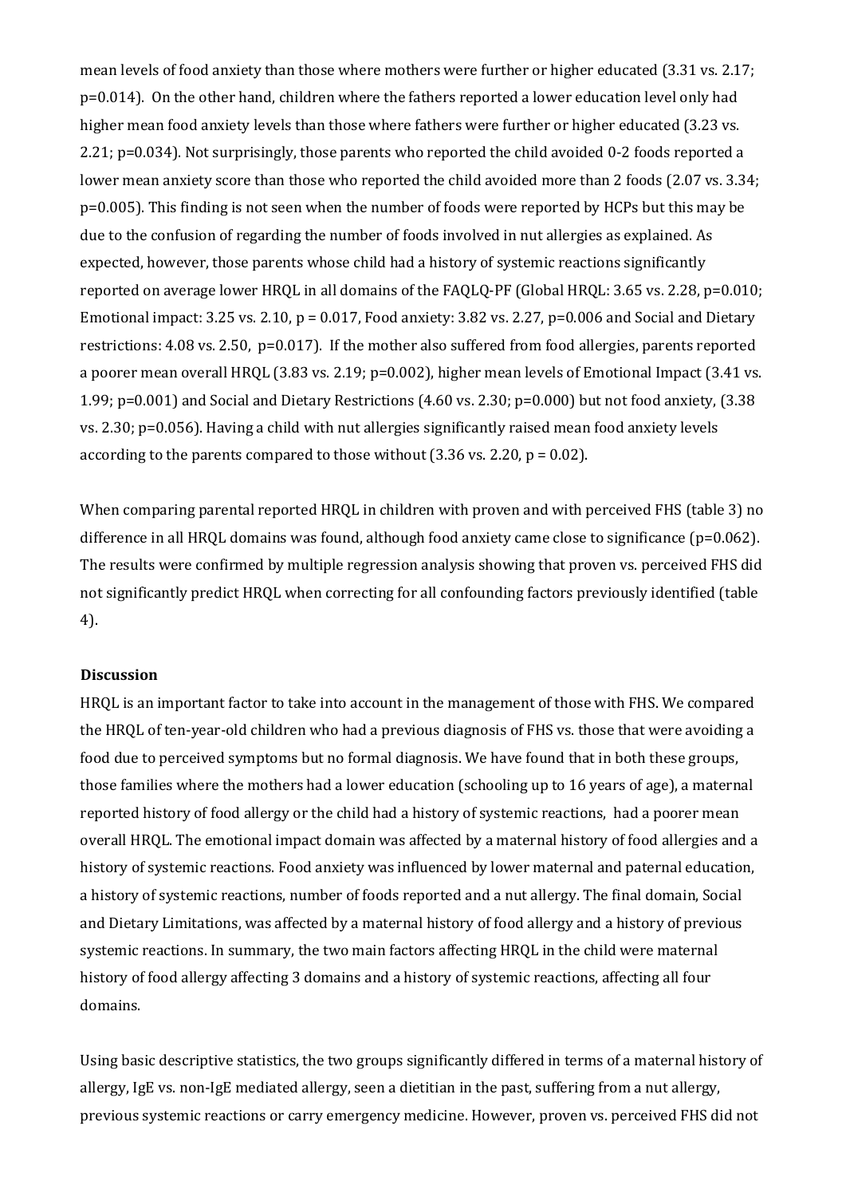mean levels of food anxiety than those where mothers were further or higher educated (3.31 vs. 2.17; $p=0.014$). On the other hand, children where the fathers reported a lower education level only had higher mean food anxiety levels than those where fathers were further or higher educated (3.23 vs. 2.21; $p=0.034$). Not surprisingly, those parents who reported the child avoided 0-2 foods reported a lower mean anxiety score than those who reported the child avoided more than 2 foods (2.07 vs. 3.34; $p=0.005$). This finding is not seen when the number of foods were reported by HCPs but this may be due to the confusion of regarding the number of foods involved in nut allergies as explained. As expected, however, those parents whose child had a history of systemic reactions significantly reported on average lower HRQL in all domains of the FAQLQ-PF (Global HRQL: 3.65 vs. 2.28, $p=0.010$; Emotional impact: 3.25 vs. 2.10, $p = 0.017$, Food anxiety: 3.82 vs. 2.27, $p=0.006$ and Social and Dietary restrictions: 4.08 vs. 2.50, $p=0.017$). If the mother also suffered from food allergies, parents reported a poorer mean overall HRQL (3.83 vs. 2.19; $p=0.002$), higher mean levels of Emotional Impact (3.41 vs. 1.99; $p=0.001$) and Social and Dietary Restrictions (4.60 vs. 2.30; $p=0.000$) but not food anxiety, (3.38 vs. 2.30; $p=0.056$). Having a child with nut allergies significantly raised mean food anxiety levels according to the parents compared to those without (3.36 vs. 2.20, $p = 0.02$).

When comparing parental reported HRQL in children with proven and with perceived FHS (table 3) no difference in all HRQL domains was found, although food anxiety came close to significance ($p=0.062$). The results were confirmed by multiple regression analysis showing that proven vs. perceived FHS did not significantly predict HRQL when correcting for all confounding factors previously identified (table 4).

**Discussion**

HRQL is an important factor to take into account in the management of those with FHS. We compared the HRQL of ten-year-old children who had a previous diagnosis of FHS vs. those that were avoiding a food due to perceived symptoms but no formal diagnosis. We have found that in both these groups, those families where the mothers had a lower education (schooling up to 16 years of age), a maternal reported history of food allergy or the child had a history of systemic reactions, had a poorer mean overall HRQL. The emotional impact domain was affected by a maternal history of food allergies and a history of systemic reactions. Food anxiety was influenced by lower maternal and paternal education, a history of systemic reactions, number of foods reported and a nut allergy. The final domain, Social and Dietary Limitations, was affected by a maternal history of food allergy and a history of previous systemic reactions. In summary, the two main factors affecting HRQL in the child were maternal history of food allergy affecting 3 domains and a history of systemic reactions, affecting all four domains.

Using basic descriptive statistics, the two groups significantly differed in terms of a maternal history of allergy, IgE vs. non-IgE mediated allergy, seen a dietitian in the past, suffering from a nut allergy, previous systemic reactions or carry emergency medicine. However, proven vs. perceived FHS did not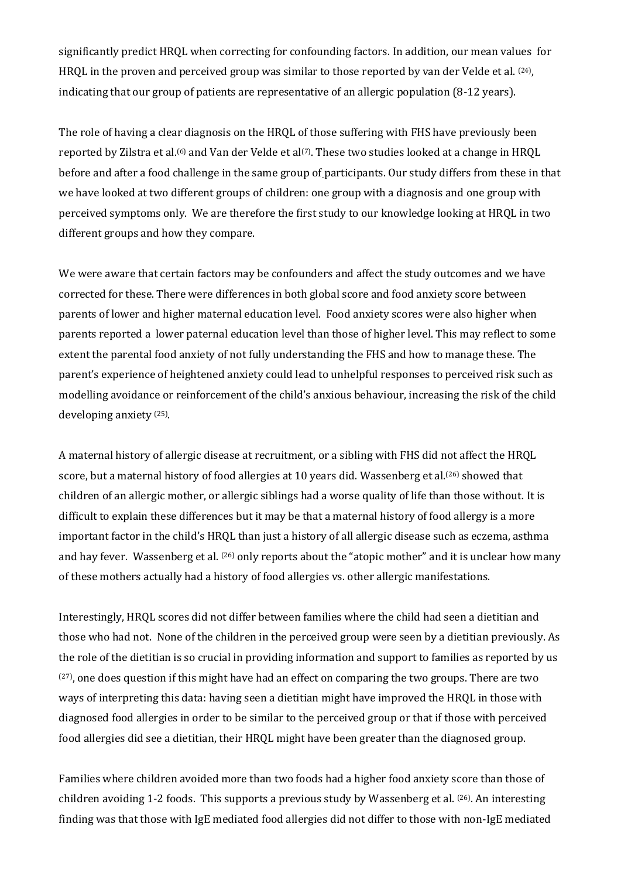significantly predict HRQL when correcting for confounding factors. In addition, our mean values for HRQL in the proven and perceived group was similar to those reported by van der Velde et al. [24], indicating that our group of patients are representative of an allergic population (8-12 years).

The role of having a clear diagnosis on the HRQL of those suffering with FHS have previously been reported by Zilstra et al.[6] and Van der Velde et al[7]. These two studies looked at a change in HRQL before and after a food challenge in the same group of participants. Our study differs from these in that we have looked at two different groups of children: one group with a diagnosis and one group with perceived symptoms only. We are therefore the first study to our knowledge looking at HRQL in two different groups and how they compare.

We were aware that certain factors may be confounders and affect the study outcomes and we have corrected for these. There were differences in both global score and food anxiety score between parents of lower and higher maternal education level. Food anxiety scores were also higher when parents reported a lower paternal education level than those of higher level. This may reflect to some extent the parental food anxiety of not fully understanding the FHS and how to manage these. The parent's experience of heightened anxiety could lead to unhelpful responses to perceived risk such as modelling avoidance or reinforcement of the child's anxious behaviour, increasing the risk of the child developing anxiety [25].

A maternal history of allergic disease at recruitment, or a sibling with FHS did not affect the HRQL score, but a maternal history of food allergies at 10 years did. Wassenberg et al.[26] showed that children of an allergic mother, or allergic siblings had a worse quality of life than those without. It is difficult to explain these differences but it may be that a maternal history of food allergy is a more important factor in the child's HRQL than just a history of all allergic disease such as eczema, asthma and hay fever. Wassenberg et al. [26] only reports about the "atopic mother" and it is unclear how many of these mothers actually had a history of food allergies vs. other allergic manifestations.

Interestingly, HRQL scores did not differ between families where the child had seen a dietitian and those who had not. None of the children in the perceived group were seen by a dietitian previously. As the role of the dietitian is so crucial in providing information and support to families as reported by us [27], one does question if this might have had an effect on comparing the two groups. There are two ways of interpreting this data: having seen a dietitian might have improved the HRQL in those with diagnosed food allergies in order to be similar to the perceived group or that if those with perceived food allergies did see a dietitian, their HRQL might have been greater than the diagnosed group.

Families where children avoided more than two foods had a higher food anxiety score than those of children avoiding 1-2 foods. This supports a previous study by Wassenberg et al. [26]. An interesting finding was that those with IgE mediated food allergies did not differ to those with non-IgE mediated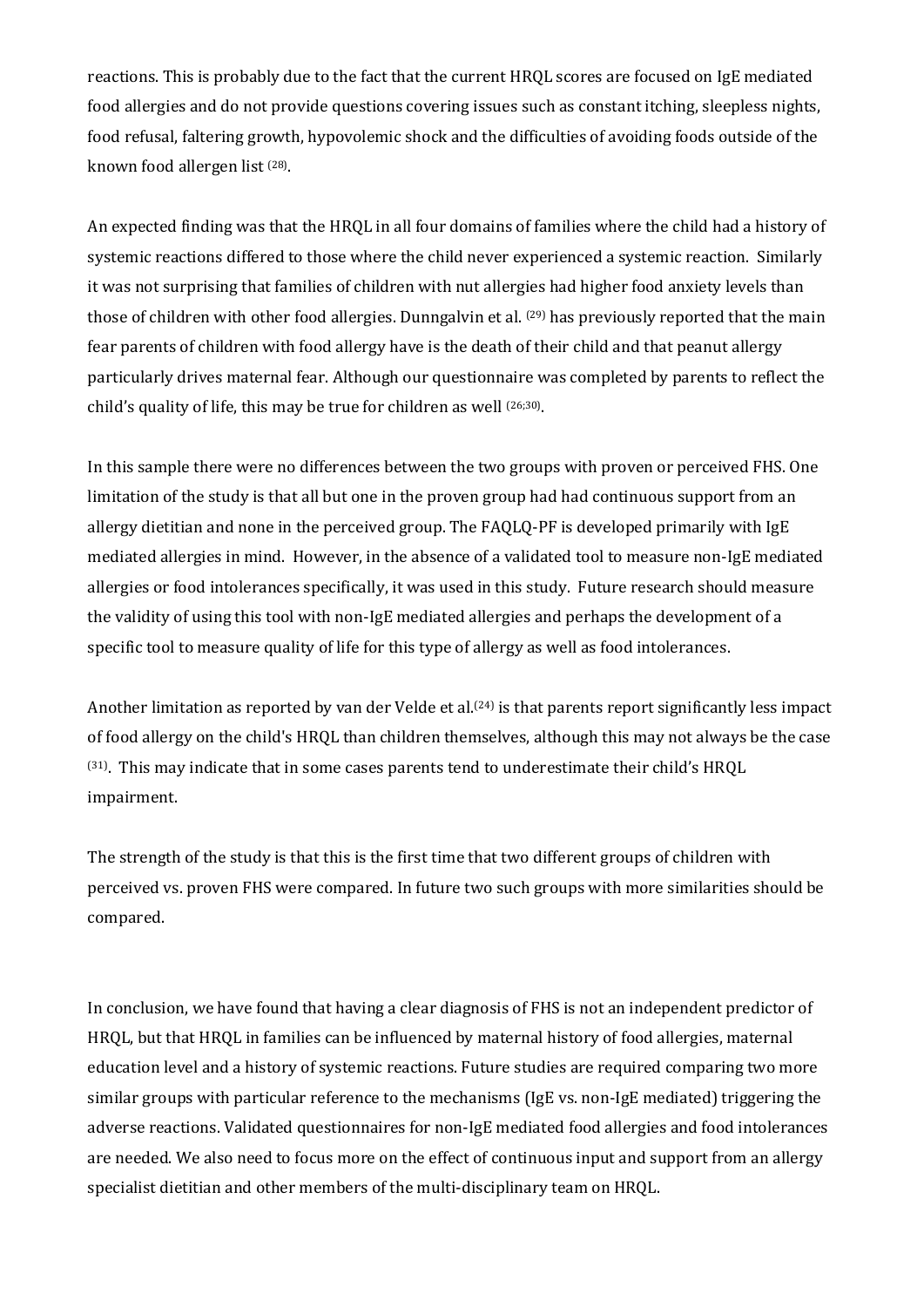reactions. This is probably due to the fact that the current HRQL scores are focused on IgE mediated food allergies and do not provide questions covering issues such as constant itching, sleepless nights, food refusal, faltering growth, hypovolemic shock and the difficulties of avoiding foods outside of the known food allergen list [28].

An expected finding was that the HRQL in all four domains of families where the child had a history of systemic reactions differed to those where the child never experienced a systemic reaction. Similarly it was not surprising that families of children with nut allergies had higher food anxiety levels than those of children with other food allergies. Dunngalvin et al. [29] has previously reported that the main fear parents of children with food allergy have is the death of their child and that peanut allergy particularly drives maternal fear. Although our questionnaire was completed by parents to reflect the child's quality of life, this may be true for children as well [26;30].

In this sample there were no differences between the two groups with proven or perceived FHS. One limitation of the study is that all but one in the proven group had had continuous support from an allergy dietitian and none in the perceived group. The FAQLQ-PF is developed primarily with IgE mediated allergies in mind. However, in the absence of a validated tool to measure non-IgE mediated allergies or food intolerances specifically, it was used in this study. Future research should measure the validity of using this tool with non-IgE mediated allergies and perhaps the development of a specific tool to measure quality of life for this type of allergy as well as food intolerances.

Another limitation as reported by van der Velde et al.[24] is that parents report significantly less impact of food allergy on the child's HRQL than children themselves, although this may not always be the case [31]. This may indicate that in some cases parents tend to underestimate their child's HRQL impairment.

The strength of the study is that this is the first time that two different groups of children with perceived vs. proven FHS were compared. In future two such groups with more similarities should be compared.

In conclusion, we have found that having a clear diagnosis of FHS is not an independent predictor of HRQL, but that HRQL in families can be influenced by maternal history of food allergies, maternal education level and a history of systemic reactions. Future studies are required comparing two more similar groups with particular reference to the mechanisms (IgE vs. non-IgE mediated) triggering the adverse reactions. Validated questionnaires for non-IgE mediated food allergies and food intolerances are needed. We also need to focus more on the effect of continuous input and support from an allergy specialist dietitian and other members of the multi-disciplinary team on HRQL.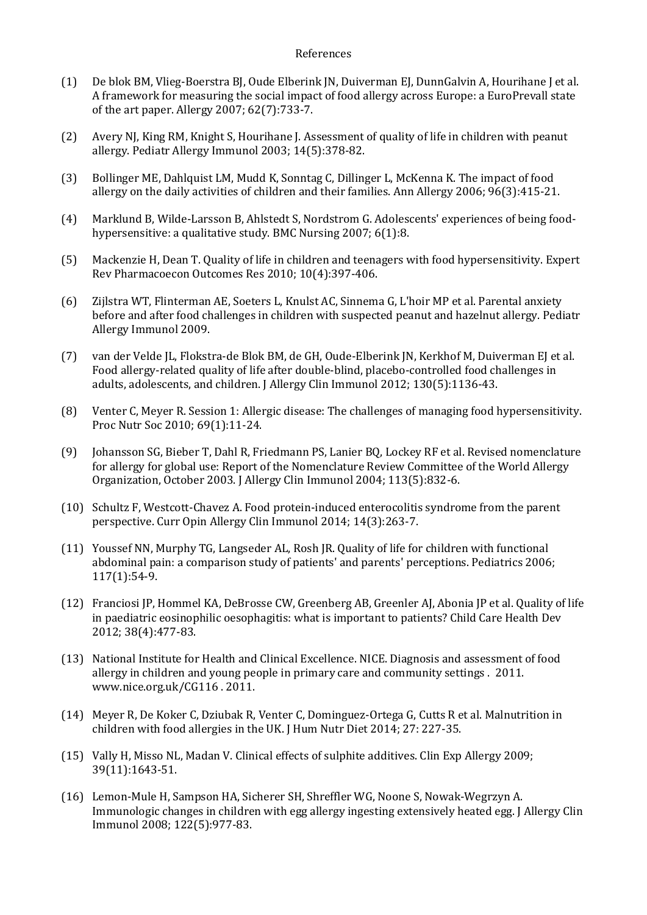References

(1) De blok BM, Vlieg-Boerstra BJ, Oude Elberink JN, Duiverman EJ, DunnGalvin A, Hourihane J et al. A framework for measuring the social impact of food allergy across Europe: a EuroPrevall state of the art paper. Allergy 2007; 62(7):733-7.

(2) Avery NJ, King RM, Knight S, Hourihane J. Assessment of quality of life in children with peanut allergy. Pediatr Allergy Immunol 2003; 14(5):378-82.

(3) Bollinger ME, Dahlquist LM, Mudd K, Sonntag C, Dillinger L, McKenna K. The impact of food allergy on the daily activities of children and their families. Ann Allergy 2006; 96(3):415-21.

(4) Marklund B, Wilde-Larsson B, Ahlstedt S, Nordstrom G. Adolescents' experiences of being food-hypersensitive: a qualitative study. BMC Nursing 2007; 6(1):8.

(5) Mackenzie H, Dean T. Quality of life in children and teenagers with food hypersensitivity. Expert Rev Pharmacoecon Outcomes Res 2010; 10(4):397-406.

(6) Zijlstra WT, Flinterman AE, Soeters L, Knulst AC, Sinnema G, L'hoir MP et al. Parental anxiety before and after food challenges in children with suspected peanut and hazelnut allergy. Pediatr Allergy Immunol 2009.

(7) van der Velde JL, Flokstra-de Blok BM, de GH, Oude-Elberink JN, Kerkhof M, Duiverman EJ et al. Food allergy-related quality of life after double-blind, placebo-controlled food challenges in adults, adolescents, and children. J Allergy Clin Immunol 2012; 130(5):1136-43.

(8) Venter C, Meyer R. Session 1: Allergic disease: The challenges of managing food hypersensitivity. Proc Nutr Soc 2010; 69(1):11-24.

(9) Johansson SG, Bieber T, Dahl R, Friedmann PS, Lanier BQ, Lockey RF et al. Revised nomenclature for allergy for global use: Report of the Nomenclature Review Committee of the World Allergy Organization, October 2003. J Allergy Clin Immunol 2004; 113(5):832-6.

(10) Schultz F, Westcott-Chavez A. Food protein-induced enterocolitis syndrome from the parent perspective. Curr Opin Allergy Clin Immunol 2014; 14(3):263-7.

(11) Youssef NN, Murphy TG, Langseder AL, Rosh JR. Quality of life for children with functional abdominal pain: a comparison study of patients' and parents' perceptions. Pediatrics 2006; 117(1):54-9.

(12) Franciosi JP, Hommel KA, DeBrosse CW, Greenberg AB, Greenler AJ, Abonia JP et al. Quality of life in paediatric eosinophilic oesophagitis: what is important to patients? Child Care Health Dev 2012; 38(4):477-83.

(13) National Institute for Health and Clinical Excellence. NICE. Diagnosis and assessment of food allergy in children and young people in primary care and community settings . 2011. www.nice.org.uk/CG116 . 2011.

(14) Meyer R, De Koker C, Dziubak R, Venter C, Dominguez-Ortega G, Cutts R et al. Malnutrition in children with food allergies in the UK. J Hum Nutr Diet 2014; 27: 227-35.

(15) Vally H, Misso NL, Madan V. Clinical effects of sulphite additives. Clin Exp Allergy 2009; 39(11):1643-51.

(16) Lemon-Mule H, Sampson HA, Sicherer SH, Shreffler WG, Noone S, Nowak-Wegrzyn A. Immunologic changes in children with egg allergy ingesting extensively heated egg. J Allergy Clin Immunol 2008; 122(5):977-83.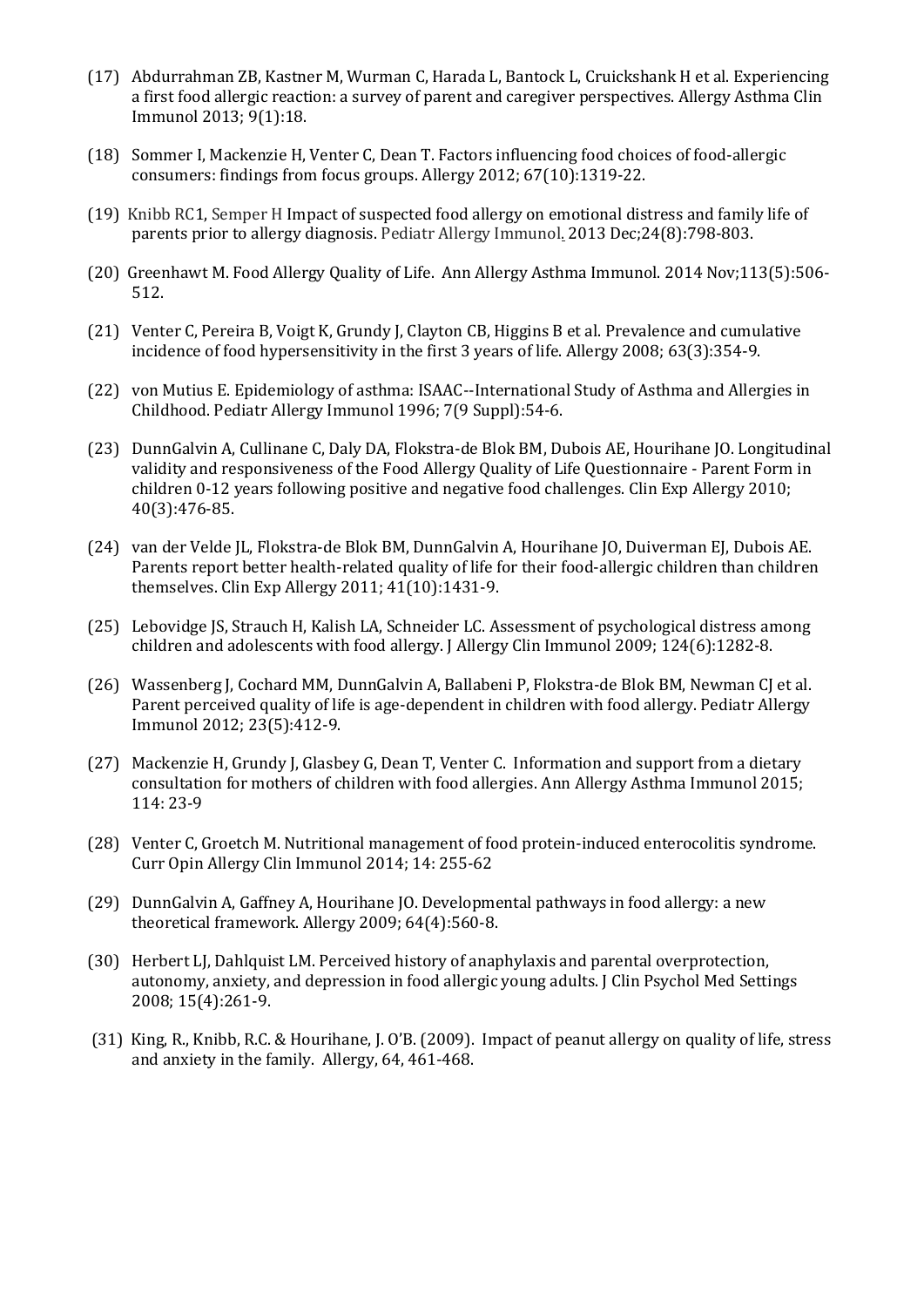(17) Abdurrahman ZB, Kastner M, Wurman C, Harada L, Bantock L, Cruickshank H et al. Experiencing a first food allergic reaction: a survey of parent and caregiver perspectives. Allergy Asthma Clin Immunol 2013; 9(1):18.

(18) Sommer I, Mackenzie H, Venter C, Dean T. Factors influencing food choices of food-allergic consumers: findings from focus groups. Allergy 2012; 67(10):1319-22.

(19) Knibb RC1, Semper H Impact of suspected food allergy on emotional distress and family life of parents prior to allergy diagnosis. Pediatr Allergy Immunol. 2013 Dec;24(8):798-803.

(20) Greenhawt M. Food Allergy Quality of Life. Ann Allergy Asthma Immunol. 2014 Nov;113(5):506-512.

(21) Venter C, Pereira B, Voigt K, Grundy J, Clayton CB, Higgins B et al. Prevalence and cumulative incidence of food hypersensitivity in the first 3 years of life. Allergy 2008; 63(3):354-9.

(22) von Mutius E. Epidemiology of asthma: ISAAC--International Study of Asthma and Allergies in Childhood. Pediatr Allergy Immunol 1996; 7(9 Suppl):54-6.

(23) DunnGalvin A, Cullinane C, Daly DA, Flokstra-de Blok BM, Dubois AE, Hourihane JO. Longitudinal validity and responsiveness of the Food Allergy Quality of Life Questionnaire - Parent Form in children 0-12 years following positive and negative food challenges. Clin Exp Allergy 2010; 40(3):476-85.

(24) van der Velde JL, Flokstra-de Blok BM, DunnGalvin A, Hourihane JO, Duiverman EJ, Dubois AE. Parents report better health-related quality of life for their food-allergic children than children themselves. Clin Exp Allergy 2011; 41(10):1431-9.

(25) Lebovidge JS, Strauch H, Kalish LA, Schneider LC. Assessment of psychological distress among children and adolescents with food allergy. J Allergy Clin Immunol 2009; 124(6):1282-8.

(26) Wassenberg J, Cochard MM, DunnGalvin A, Ballabeni P, Flokstra-de Blok BM, Newman CJ et al. Parent perceived quality of life is age-dependent in children with food allergy. Pediatr Allergy Immunol 2012; 23(5):412-9.

(27) Mackenzie H, Grundy J, Glasbey G, Dean T, Venter C. Information and support from a dietary consultation for mothers of children with food allergies. Ann Allergy Asthma Immunol 2015; 114: 23-9

(28) Venter C, Groetch M. Nutritional management of food protein-induced enterocolitis syndrome. Curr Opin Allergy Clin Immunol 2014; 14: 255-62

(29) DunnGalvin A, Gaffney A, Hourihane JO. Developmental pathways in food allergy: a new theoretical framework. Allergy 2009; 64(4):560-8.

(30) Herbert LJ, Dahlquist LM. Perceived history of anaphylaxis and parental overprotection, autonomy, anxiety, and depression in food allergic young adults. J Clin Psychol Med Settings 2008; 15(4):261-9.

(31) King, R., Knibb, R.C. & Hourihane, J. O'B. (2009). Impact of peanut allergy on quality of life, stress and anxiety in the family. Allergy, 64, 461-468.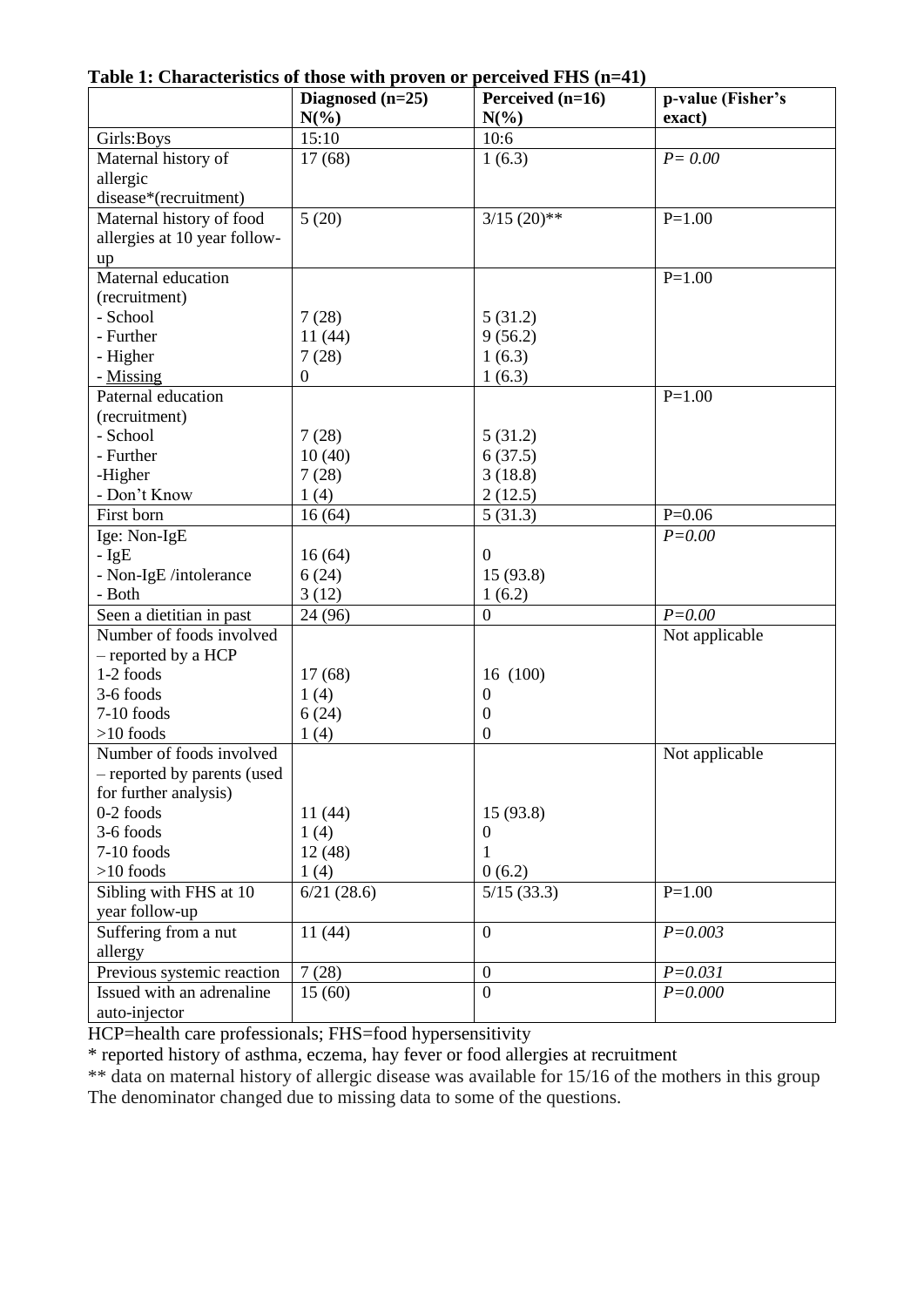**Table 1: Characteristics of those with proven or perceived FHS (n=41)**

| | Diagnosed (n=25) N(%) | Perceived (n=16) N(%) | p-value (Fisher's exact) |
|---|---|---|---|
| Girls:Boys | 15:10 | 10:6 | |
| Maternal history of allergic disease*(recruitment) | 17 (68) | 1 (6.3) | *P= 0.00* |
| Maternal history of food allergies at 10 year follow-up | 5 (20) | 3/15 (20)** | P=1.00 |
| Maternal education (recruitment) | | | P=1.00 |
| - School | 7 (28) | 5 (31.2) | |
| - Further | 11 (44) | 9 (56.2) | |
| - Higher | 7 (28) | 1 (6.3) | |
| - Missing | 0 | 1 (6.3) | |
| Paternal education (recruitment) | | | P=1.00 |
| - School | 7 (28) | 5 (31.2) | |
| - Further | 10 (40) | 6 (37.5) | |
| -Higher | 7 (28) | 3 (18.8) | |
| - Don't Know | 1 (4) | 2 (12.5) | |
| First born | 16 (64) | 5 (31.3) | P=0.06 |
| Ige: Non-IgE | | | *P=0.00* |
| - IgE | 16 (64) | 0 | |
| - Non-IgE /intolerance | 6 (24) | 15 (93.8) | |
| - Both | 3 (12) | 1 (6.2) | |
| Seen a dietitian in past | 24 (96) | 0 | *P=0.00* |
| Number of foods involved – reported by a HCP | | | Not applicable |
| 1-2 foods | 17 (68) | 16 (100) | |
| 3-6 foods | 1 (4) | 0 | |
| 7-10 foods | 6 (24) | 0 | |
| >10 foods | 1 (4) | 0 | |
| Number of foods involved – reported by parents (used for further analysis) | | | Not applicable |
| 0-2 foods | 11 (44) | 15 (93.8) | |
| 3-6 foods | 1 (4) | 0 | |
| 7-10 foods | 12 (48) | 1 | |
| >10 foods | 1 (4) | 0 (6.2) | |
| Sibling with FHS at 10 year follow-up | 6/21 (28.6) | 5/15 (33.3) | P=1.00 |
| Suffering from a nut allergy | 11 (44) | 0 | *P=0.003* |
| Previous systemic reaction | 7 (28) | 0 | *P=0.031* |
| Issued with an adrenaline auto-injector | 15 (60) | 0 | *P=0.000* |

HCP=health care professionals; FHS=food hypersensitivity

* reported history of asthma, eczema, hay fever or food allergies at recruitment

** data on maternal history of allergic disease was available for 15/16 of the mothers in this group

The denominator changed due to missing data to some of the questions.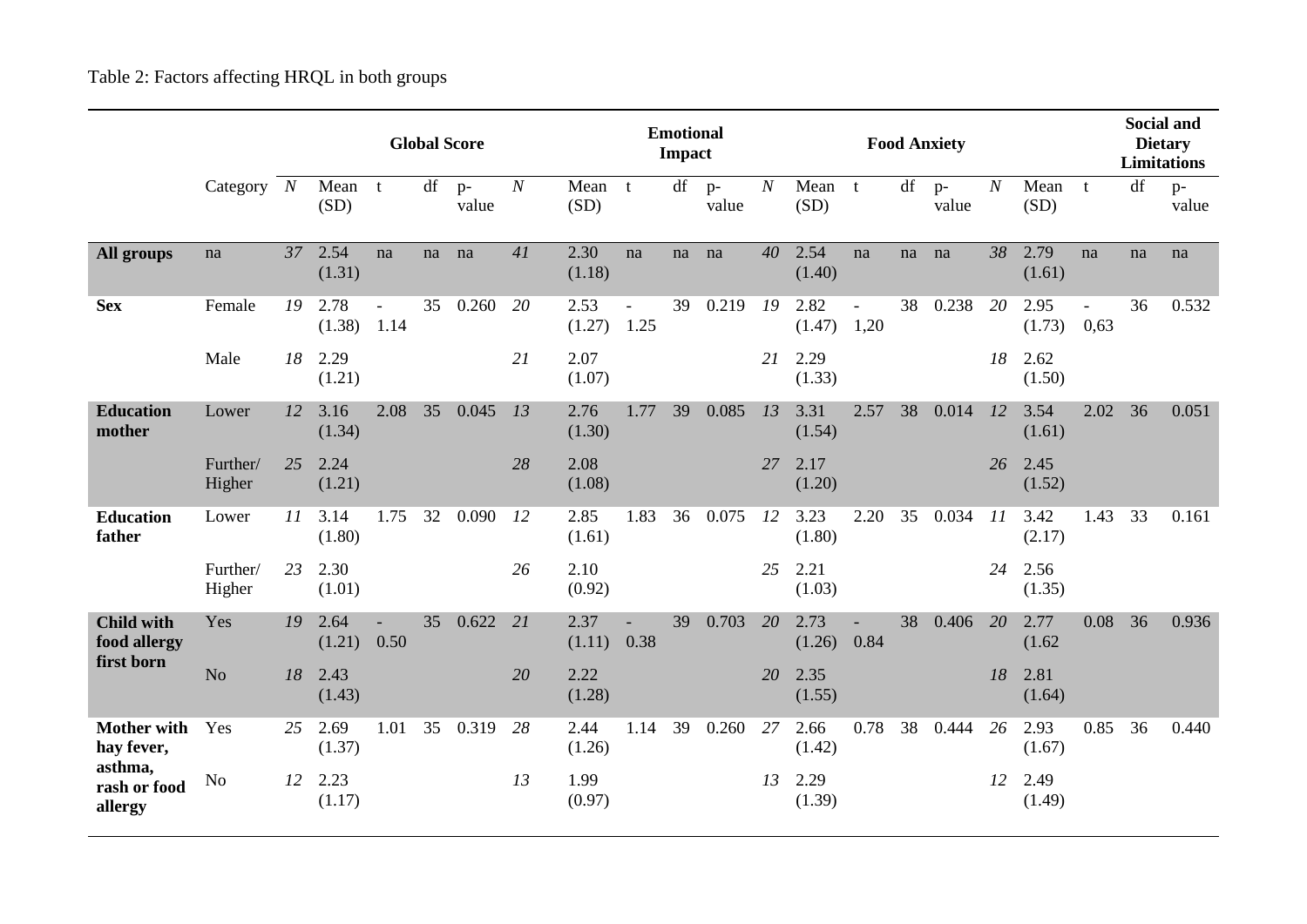Table 2: Factors affecting HRQL in both groups

| | | Global Score | | | | | Emotional Impact | | | | | Food Anxiety | | | | | Social and Dietary Limitations | | | | |
|---|---|---|---|---|---|---|---|---|---|---|---|---|---|---|---|---|---|---|---|---|---|
| | Category | *N* | Mean (SD) | t | df | p-value | *N* | Mean (SD) | t | df | p-value | *N* | Mean (SD) | t | df | p-value | *N* | Mean (SD) | t | df | p-value |
| **All groups** | na | *37* | 2.54 (1.31) | na | na | na | *41* | 2.30 (1.18) | na | na | na | *40* | 2.54 (1.40) | na | na | na | *38* | 2.79 (1.61) | na | na | na |
| **Sex** | Female | *19* | 2.78 (1.38) | -1.14 | 35 | 0.260 | *20* | 2.53 (1.27) | -1.25 | 39 | 0.219 | *19* | 2.82 (1.47) | -1,20 | 38 | 0.238 | *20* | 2.95 (1.73) | -0,63 | 36 | 0.532 |
| | Male | *18* | 2.29 (1.21) | | | | *21* | 2.07 (1.07) | | | | *21* | 2.29 (1.33) | | | | *18* | 2.62 (1.50) | | | |
| **Education mother** | Lower | *12* | 3.16 (1.34) | 2.08 | 35 | 0.045 | *13* | 2.76 (1.30) | 1.77 | 39 | 0.085 | *13* | 3.31 (1.54) | 2.57 | 38 | 0.014 | *12* | 3.54 (1.61) | 2.02 | 36 | 0.051 |
| | Further/ Higher | *25* | 2.24 (1.21) | | | | *28* | 2.08 (1.08) | | | | *27* | 2.17 (1.20) | | | | *26* | 2.45 (1.52) | | | |
| **Education father** | Lower | *11* | 3.14 (1.80) | 1.75 | 32 | 0.090 | *12* | 2.85 (1.61) | 1.83 | 36 | 0.075 | *12* | 3.23 (1.80) | 2.20 | 35 | 0.034 | *11* | 3.42 (2.17) | 1.43 | 33 | 0.161 |
| | Further/ Higher | *23* | 2.30 (1.01) | | | | *26* | 2.10 (0.92) | | | | *25* | 2.21 (1.03) | | | | *24* | 2.56 (1.35) | | | |
| **Child with food allergy first born** | Yes | *19* | 2.64 (1.21) | -0.50 | 35 | 0.622 | *21* | 2.37 (1.11) | -0.38 | 39 | 0.703 | *20* | 2.73 (1.26) | -0.84 | 38 | 0.406 | *20* | 2.77 (1.62 | 0.08 | 36 | 0.936 |
| | No | *18* | 2.43 (1.43) | | | | *20* | 2.22 (1.28) | | | | *20* | 2.35 (1.55) | | | | *18* | 2.81 (1.64) | | | |
| **Mother with hay fever, asthma, rash or food allergy** | Yes | *25* | 2.69 (1.37) | 1.01 | 35 | 0.319 | *28* | 2.44 (1.26) | 1.14 | 39 | 0.260 | *27* | 2.66 (1.42) | 0.78 | 38 | 0.444 | *26* | 2.93 (1.67) | 0.85 | 36 | 0.440 |
| | No | *12* | 2.23 (1.17) | | | | *13* | 1.99 (0.97) | | | | *13* | 2.29 (1.39) | | | | *12* | 2.49 (1.49) | | | |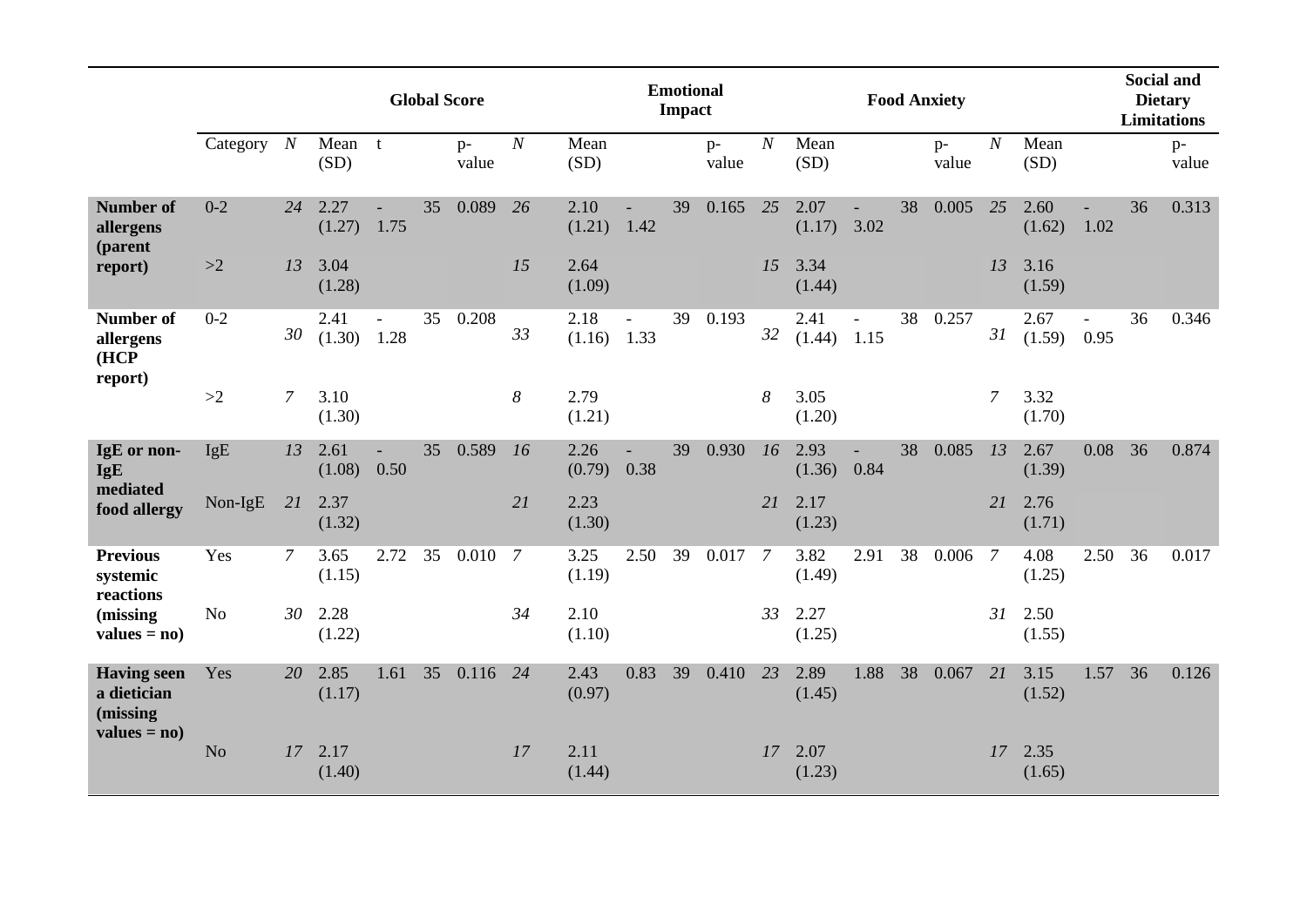| | Category | *N* | Mean (SD) | t | | p-value | *N* | Mean (SD) | | | p-value | *N* | Mean (SD) | | | p-value | *N* | Mean (SD) | | | p-value |
|---|---|---|---|---|---|---|---|---|---|---|---|---|---|---|---|---|---|---|---|---|---|
| | | | **Global Score** | | | | | **Emotional Impact** | | | | | **Food Anxiety** | | | | | **Social and Dietary Limitations** | | | |
| **Number of allergens (parent report)** | 0-2 | *24* | 2.27 (1.27) | -1.75 | 35 | 0.089 | *26* | 2.10 (1.21) | -1.42 | 39 | 0.165 | *25* | 2.07 (1.17) | -3.02 | 38 | 0.005 | *25* | 2.60 (1.62) | -1.02 | 36 | 0.313 |
| | >2 | *13* | 3.04 (1.28) | | | | *15* | 2.64 (1.09) | | | | *15* | 3.34 (1.44) | | | | *13* | 3.16 (1.59) | | | |
| **Number of allergens (HCP report)** | 0-2 | *30* | 2.41 (1.30) | -1.28 | 35 | 0.208 | *33* | 2.18 (1.16) | -1.33 | 39 | 0.193 | *32* | 2.41 (1.44) | -1.15 | 38 | 0.257 | *31* | 2.67 (1.59) | -0.95 | 36 | 0.346 |
| | >2 | *7* | 3.10 (1.30) | | | | *8* | 2.79 (1.21) | | | | *8* | 3.05 (1.20) | | | | *7* | 3.32 (1.70) | | | |
| **IgE or non-IgE mediated food allergy** | IgE | *13* | 2.61 (1.08) | -0.50 | 35 | 0.589 | *16* | 2.26 (0.79) | -0.38 | 39 | 0.930 | *16* | 2.93 (1.36) | -0.84 | 38 | 0.085 | *13* | 2.67 (1.39) | 0.08 | 36 | 0.874 |
| | Non-IgE | *21* | 2.37 (1.32) | | | | *21* | 2.23 (1.30) | | | | *21* | 2.17 (1.23) | | | | *21* | 2.76 (1.71) | | | |
| **Previous systemic reactions (missing values = no)** | Yes | *7* | 3.65 (1.15) | 2.72 | 35 | 0.010 | *7* | 3.25 (1.19) | 2.50 | 39 | 0.017 | *7* | 3.82 (1.49) | 2.91 | 38 | 0.006 | *7* | 4.08 (1.25) | 2.50 | 36 | 0.017 |
| | No | *30* | 2.28 (1.22) | | | | *34* | 2.10 (1.10) | | | | *33* | 2.27 (1.25) | | | | *31* | 2.50 (1.55) | | | |
| **Having seen a dietician (missing values = no)** | Yes | *20* | 2.85 (1.17) | 1.61 | 35 | 0.116 | *24* | 2.43 (0.97) | 0.83 | 39 | 0.410 | *23* | 2.89 (1.45) | 1.88 | 38 | 0.067 | *21* | 3.15 (1.52) | 1.57 | 36 | 0.126 |
| | No | *17* | 2.17 (1.40) | | | | *17* | 2.11 (1.44) | | | | *17* | 2.07 (1.23) | | | | *17* | 2.35 (1.65) | | | |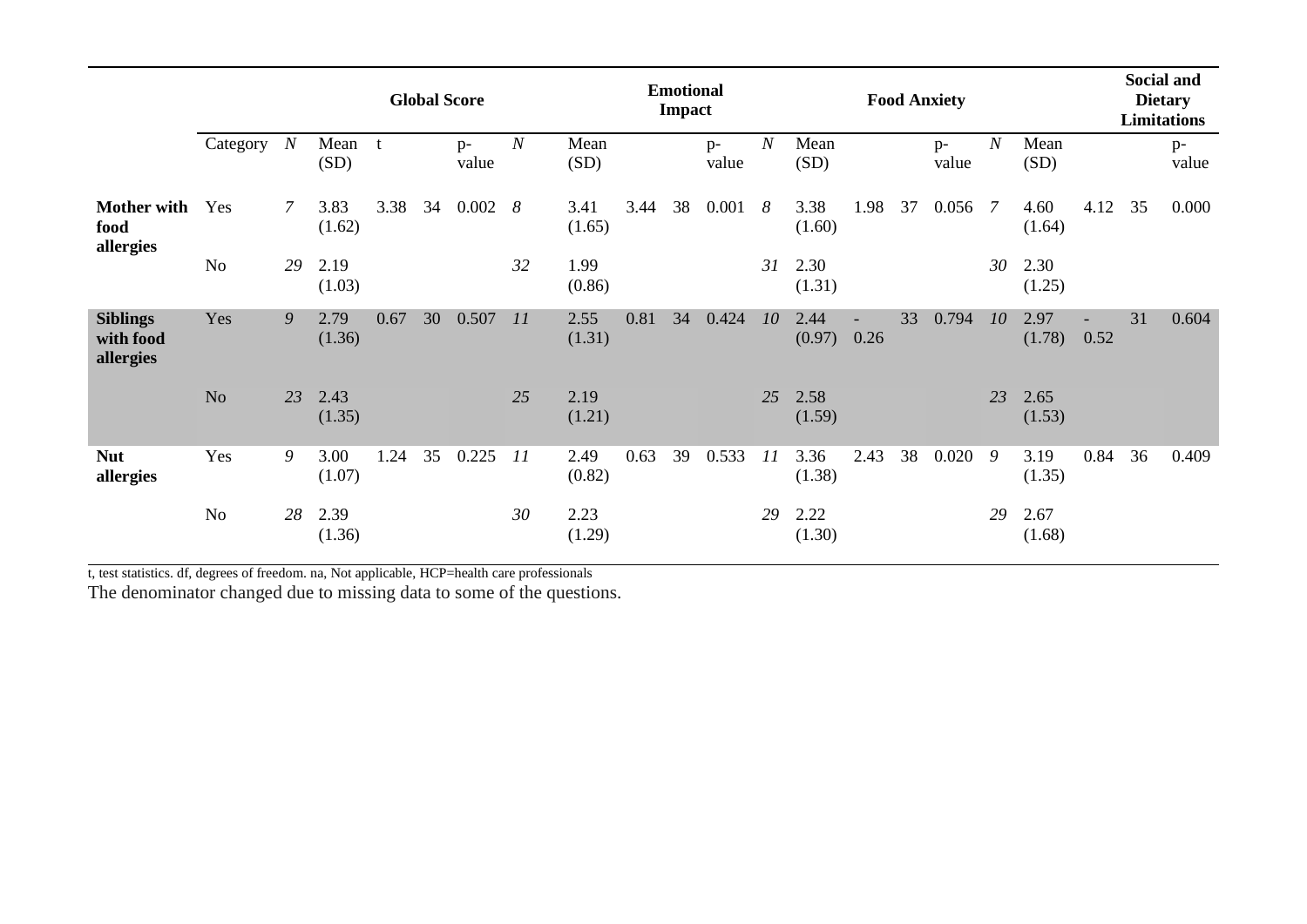| | | Global Score | | | | | Emotional Impact | | | | | Food Anxiety | | | | | Social and Dietary Limitations | | | | |
|---|---|---|---|---|---|---|---|---|---|---|---|---|---|---|---|---|---|---|---|---|---|
| | Category | *N* | Mean (SD) | t | | p-value | *N* | Mean (SD) | | | p-value | *N* | Mean (SD) | | | p-value | *N* | Mean (SD) | | | p-value |
| **Mother with food allergies** | Yes | *7* | 3.83 (1.62) | 3.38 | 34 | 0.002 | *8* | 3.41 (1.65) | 3.44 | 38 | 0.001 | *8* | 3.38 (1.60) | 1.98 | 37 | 0.056 | *7* | 4.60 (1.64) | 4.12 | 35 | 0.000 |
| | No | *29* | 2.19 (1.03) | | | | *32* | 1.99 (0.86) | | | | *31* | 2.30 (1.31) | | | | *30* | 2.30 (1.25) | | | |
| **Siblings with food allergies** | Yes | *9* | 2.79 (1.36) | 0.67 | 30 | 0.507 | *11* | 2.55 (1.31) | 0.81 | 34 | 0.424 | *10* | 2.44 (0.97) | -0.26 | 33 | 0.794 | *10* | 2.97 (1.78) | -0.52 | 31 | 0.604 |
| | No | *23* | 2.43 (1.35) | | | | *25* | 2.19 (1.21) | | | | *25* | 2.58 (1.59) | | | | *23* | 2.65 (1.53) | | | |
| **Nut allergies** | Yes | *9* | 3.00 (1.07) | 1.24 | 35 | 0.225 | *11* | 2.49 (0.82) | 0.63 | 39 | 0.533 | *11* | 3.36 (1.38) | 2.43 | 38 | 0.020 | *9* | 3.19 (1.35) | 0.84 | 36 | 0.409 |
| | No | *28* | 2.39 (1.36) | | | | *30* | 2.23 (1.29) | | | | *29* | 2.22 (1.30) | | | | *29* | 2.67 (1.68) | | | |

t, test statistics. df, degrees of freedom. na, Not applicable, HCP=health care professionals

The denominator changed due to missing data to some of the questions.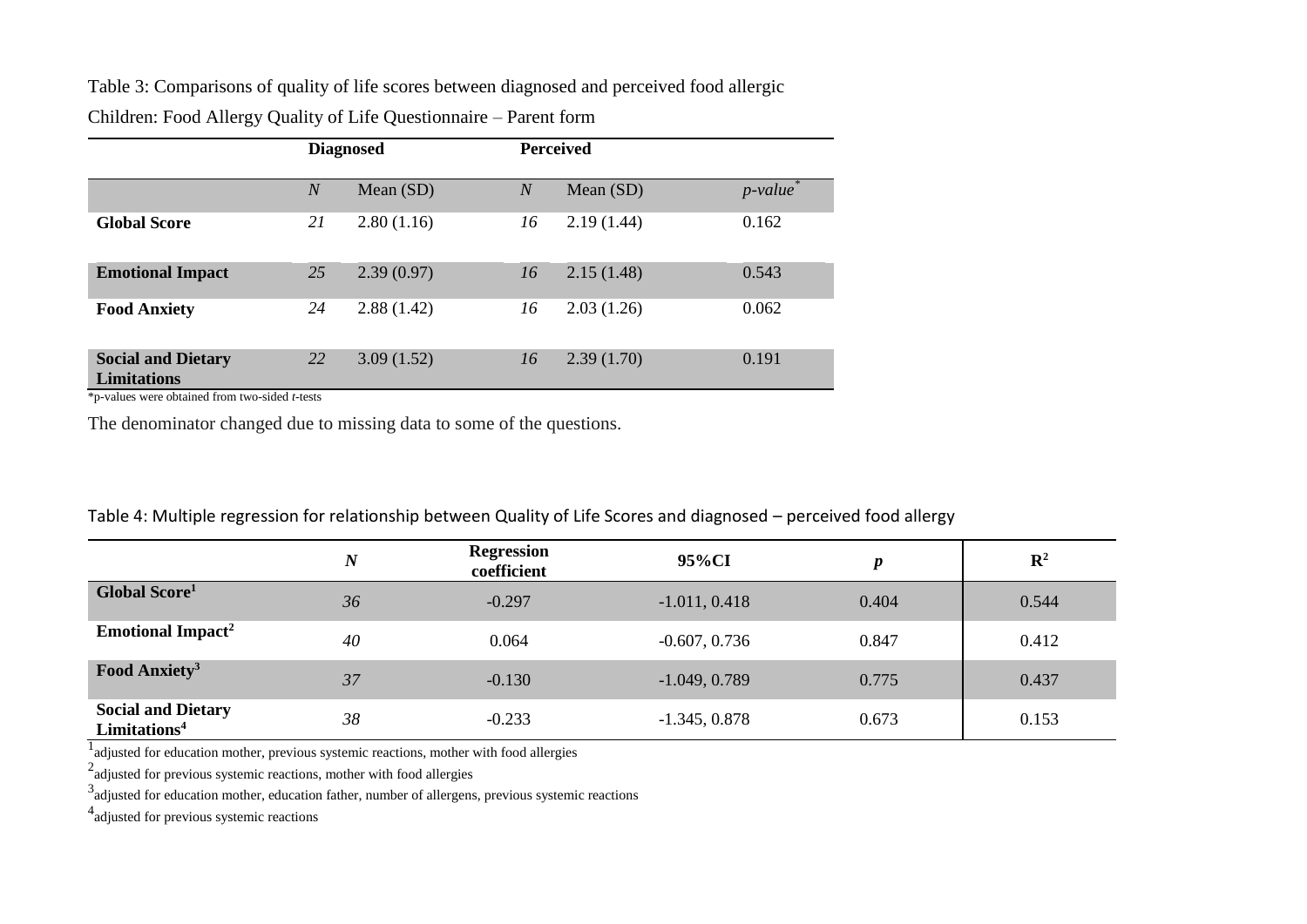Table 3: Comparisons of quality of life scores between diagnosed and perceived food allergic Children: Food Allergy Quality of Life Questionnaire – Parent form

| | Diagnosed | | Perceived | | |
|---|---|---|---|---|---|
| | *N* | Mean (SD) | *N* | Mean (SD) | *p-value*[*] |
| **Global Score** | *21* | 2.80 (1.16) | *16* | 2.19 (1.44) | 0.162 |
| **Emotional Impact** | *25* | 2.39 (0.97) | *16* | 2.15 (1.48) | 0.543 |
| **Food Anxiety** | *24* | 2.88 (1.42) | *16* | 2.03 (1.26) | 0.062 |
| **Social and Dietary Limitations** | *22* | 3.09 (1.52) | *16* | 2.39 (1.70) | 0.191 |

*p-values were obtained from two-sided *t*-tests

The denominator changed due to missing data to some of the questions.

Table 4: Multiple regression for relationship between Quality of Life Scores and diagnosed – perceived food allergy

| | *N* | Regression coefficient | 95%CI | *p* | $R^2$ |
|---|---|---|---|---|---|
| **Global Score**[1] | *36* | -0.297 | -1.011, 0.418 | 0.404 | 0.544 |
| **Emotional Impact**[2] | *40* | 0.064 | -0.607, 0.736 | 0.847 | 0.412 |
| **Food Anxiety**[3] | *37* | -0.130 | -1.049, 0.789 | 0.775 | 0.437 |
| **Social and Dietary Limitations**[4] | *38* | -0.233 | -1.345, 0.878 | 0.673 | 0.153 |

[1]adjusted for education mother, previous systemic reactions, mother with food allergies

[2]adjusted for previous systemic reactions, mother with food allergies

[3]adjusted for education mother, education father, number of allergens, previous systemic reactions

[4]adjusted for previous systemic reactions